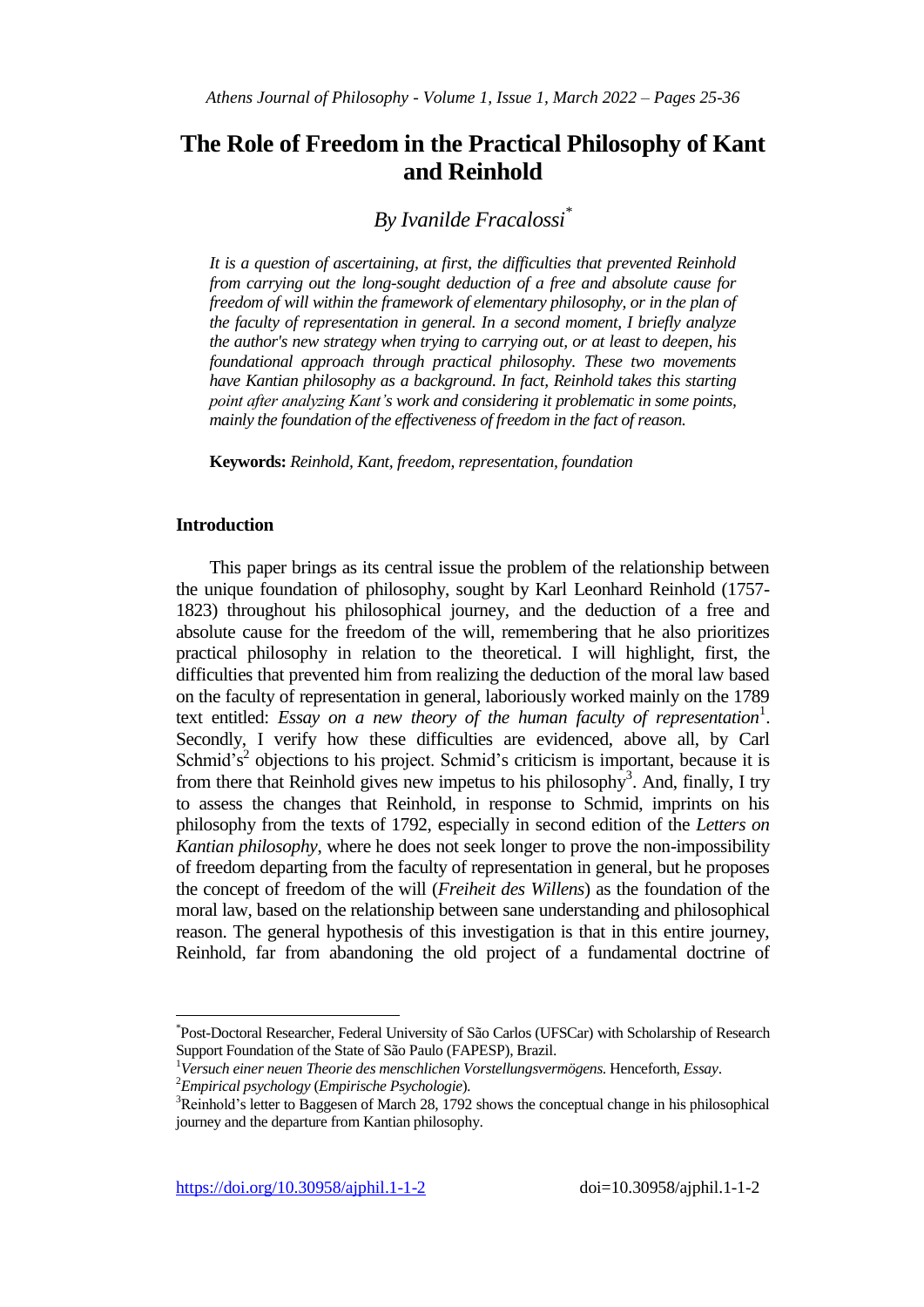# The Role of Freedom in the Practical Philosophy of Kant and Reinhold

*By Ivanilde Fracalossi*[*]

*It is a question of ascertaining, at first, the difficulties that prevented Reinhold from carrying out the long-sought deduction of a free and absolute cause for freedom of will within the framework of elementary philosophy, or in the plan of the faculty of representation in general. In a second moment, I briefly analyze the author's new strategy when trying to carrying out, or at least to deepen, his foundational approach through practical philosophy. These two movements have Kantian philosophy as a background. In fact, Reinhold takes this starting point after analyzing Kant's work and considering it problematic in some points, mainly the foundation of the effectiveness of freedom in the fact of reason.*

**Keywords:** *Reinhold, Kant, freedom, representation, foundation*

## Introduction

This paper brings as its central issue the problem of the relationship between the unique foundation of philosophy, sought by Karl Leonhard Reinhold (1757-1823) throughout his philosophical journey, and the deduction of a free and absolute cause for the freedom of the will, remembering that he also prioritizes practical philosophy in relation to the theoretical. I will highlight, first, the difficulties that prevented him from realizing the deduction of the moral law based on the faculty of representation in general, laboriously worked mainly on the 1789 text entitled: *Essay on a new theory of the human faculty of representation*[1]. Secondly, I verify how these difficulties are evidenced, above all, by Carl Schmid's[2] objections to his project. Schmid's criticism is important, because it is from there that Reinhold gives new impetus to his philosophy[3]. And, finally, I try to assess the changes that Reinhold, in response to Schmid, imprints on his philosophy from the texts of 1792, especially in second edition of the *Letters on Kantian philosophy*, where he does not seek longer to prove the non-impossibility of freedom departing from the faculty of representation in general, but he proposes the concept of freedom of the will (*Freiheit des Willens*) as the foundation of the moral law, based on the relationship between sane understanding and philosophical reason. The general hypothesis of this investigation is that in this entire journey, Reinhold, far from abandoning the old project of a fundamental doctrine of

---

[*] Post-Doctoral Researcher, Federal University of São Carlos (UFSCar) with Scholarship of Research Support Foundation of the State of São Paulo (FAPESP), Brazil.

[1] *Versuch einer neuen Theorie des menschlichen Vorstellungsvermögens*. Henceforth, *Essay*.

[2] *Empirical psychology* (*Empirische Psychologie*).

[3] Reinhold's letter to Baggesen of March 28, 1792 shows the conceptual change in his philosophical journey and the departure from Kantian philosophy.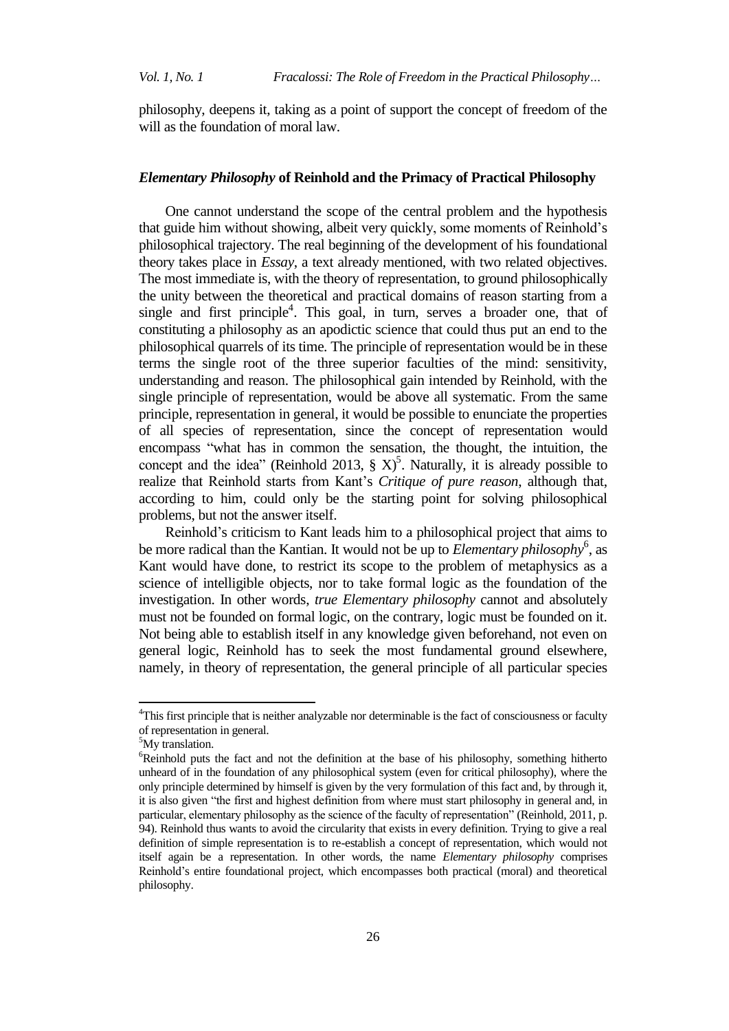philosophy, deepens it, taking as a point of support the concept of freedom of the will as the foundation of moral law.

## *Elementary Philosophy* of Reinhold and the Primacy of Practical Philosophy

One cannot understand the scope of the central problem and the hypothesis that guide him without showing, albeit very quickly, some moments of Reinhold's philosophical trajectory. The real beginning of the development of his foundational theory takes place in *Essay*, a text already mentioned, with two related objectives. The most immediate is, with the theory of representation, to ground philosophically the unity between the theoretical and practical domains of reason starting from a single and first principle[4]. This goal, in turn, serves a broader one, that of constituting a philosophy as an apodictic science that could thus put an end to the philosophical quarrels of its time. The principle of representation would be in these terms the single root of the three superior faculties of the mind: sensitivity, understanding and reason. The philosophical gain intended by Reinhold, with the single principle of representation, would be above all systematic. From the same principle, representation in general, it would be possible to enunciate the properties of all species of representation, since the concept of representation would encompass "what has in common the sensation, the thought, the intuition, the concept and the idea" (Reinhold 2013, § X)[5]. Naturally, it is already possible to realize that Reinhold starts from Kant's *Critique of pure reason*, although that, according to him, could only be the starting point for solving philosophical problems, but not the answer itself.

Reinhold's criticism to Kant leads him to a philosophical project that aims to be more radical than the Kantian. It would not be up to *Elementary philosophy*[6], as Kant would have done, to restrict its scope to the problem of metaphysics as a science of intelligible objects, nor to take formal logic as the foundation of the investigation. In other words, *true Elementary philosophy* cannot and absolutely must not be founded on formal logic, on the contrary, logic must be founded on it. Not being able to establish itself in any knowledge given beforehand, not even on general logic, Reinhold has to seek the most fundamental ground elsewhere, namely, in theory of representation, the general principle of all particular species

---

[4]This first principle that is neither analyzable nor determinable is the fact of consciousness or faculty of representation in general.

[5]My translation.

[6]Reinhold puts the fact and not the definition at the base of his philosophy, something hitherto unheard of in the foundation of any philosophical system (even for critical philosophy), where the only principle determined by himself is given by the very formulation of this fact and, by through it, it is also given "the first and highest definition from where must start philosophy in general and, in particular, elementary philosophy as the science of the faculty of representation" (Reinhold, 2011, p. 94). Reinhold thus wants to avoid the circularity that exists in every definition. Trying to give a real definition of simple representation is to re-establish a concept of representation, which would not itself again be a representation. In other words, the name *Elementary philosophy* comprises Reinhold's entire foundational project, which encompasses both practical (moral) and theoretical philosophy.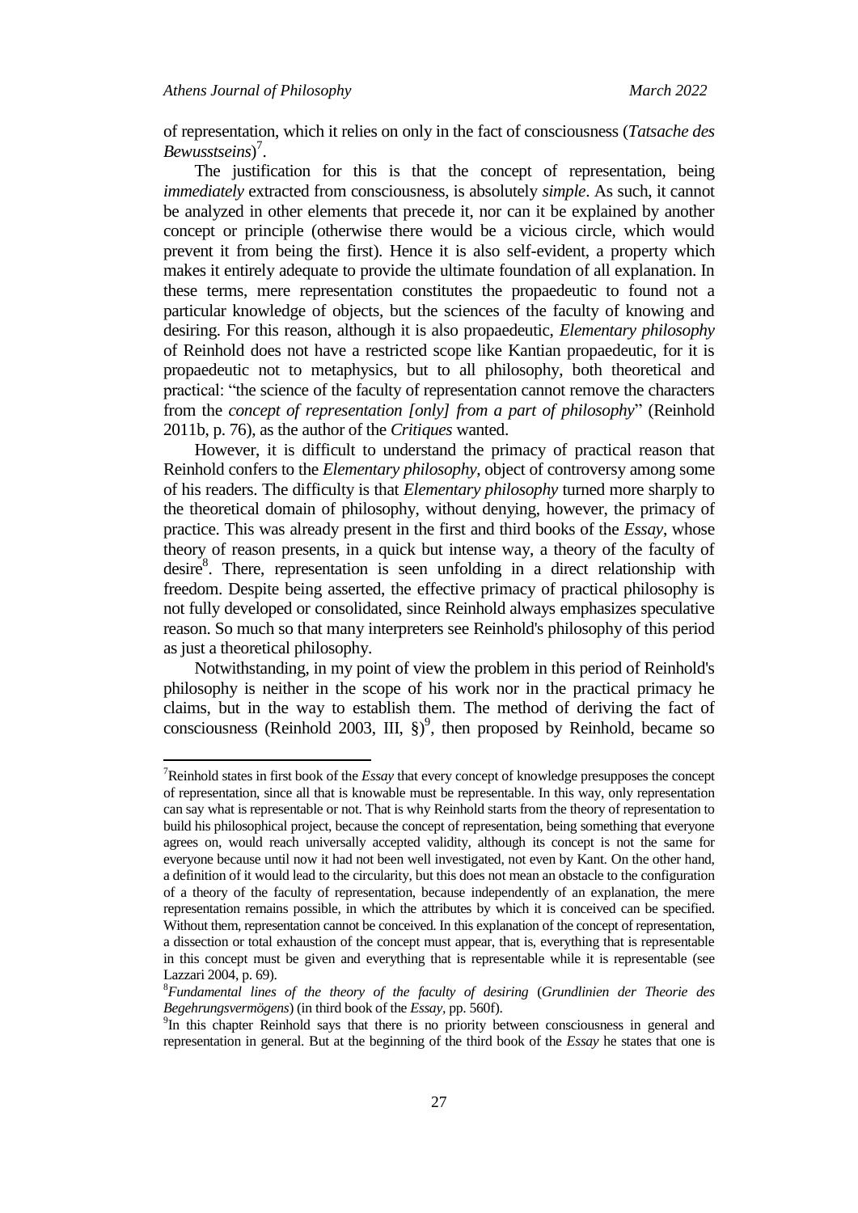of representation, which it relies on only in the fact of consciousness (*Tatsache des Bewusstseins*)[7].

The justification for this is that the concept of representation, being *immediately* extracted from consciousness, is absolutely *simple*. As such, it cannot be analyzed in other elements that precede it, nor can it be explained by another concept or principle (otherwise there would be a vicious circle, which would prevent it from being the first). Hence it is also self-evident, a property which makes it entirely adequate to provide the ultimate foundation of all explanation. In these terms, mere representation constitutes the propaedeutic to found not a particular knowledge of objects, but the sciences of the faculty of knowing and desiring. For this reason, although it is also propaedeutic, *Elementary philosophy* of Reinhold does not have a restricted scope like Kantian propaedeutic, for it is propaedeutic not to metaphysics, but to all philosophy, both theoretical and practical: "the science of the faculty of representation cannot remove the characters from the *concept of representation [only] from a part of philosophy*" (Reinhold 2011b, p. 76), as the author of the *Critiques* wanted.

However, it is difficult to understand the primacy of practical reason that Reinhold confers to the *Elementary philosophy*, object of controversy among some of his readers. The difficulty is that *Elementary philosophy* turned more sharply to the theoretical domain of philosophy, without denying, however, the primacy of practice. This was already present in the first and third books of the *Essay*, whose theory of reason presents, in a quick but intense way, a theory of the faculty of desire[8]. There, representation is seen unfolding in a direct relationship with freedom. Despite being asserted, the effective primacy of practical philosophy is not fully developed or consolidated, since Reinhold always emphasizes speculative reason. So much so that many interpreters see Reinhold's philosophy of this period as just a theoretical philosophy.

Notwithstanding, in my point of view the problem in this period of Reinhold's philosophy is neither in the scope of his work nor in the practical primacy he claims, but in the way to establish them. The method of deriving the fact of consciousness (Reinhold 2003, III, §)[9], then proposed by Reinhold, became so

---

[7]Reinhold states in first book of the *Essay* that every concept of knowledge presupposes the concept of representation, since all that is knowable must be representable. In this way, only representation can say what is representable or not. That is why Reinhold starts from the theory of representation to build his philosophical project, because the concept of representation, being something that everyone agrees on, would reach universally accepted validity, although its concept is not the same for everyone because until now it had not been well investigated, not even by Kant. On the other hand, a definition of it would lead to the circularity, but this does not mean an obstacle to the configuration of a theory of the faculty of representation, because independently of an explanation, the mere representation remains possible, in which the attributes by which it is conceived can be specified. Without them, representation cannot be conceived. In this explanation of the concept of representation, a dissection or total exhaustion of the concept must appear, that is, everything that is representable in this concept must be given and everything that is representable while it is representable (see Lazzari 2004, p. 69).

[8]*Fundamental lines of the theory of the faculty of desiring* (*Grundlinien der Theorie des Begehrungsvermögens*) (in third book of the *Essay*, pp. 560f).

[9]In this chapter Reinhold says that there is no priority between consciousness in general and representation in general. But at the beginning of the third book of the *Essay* he states that one is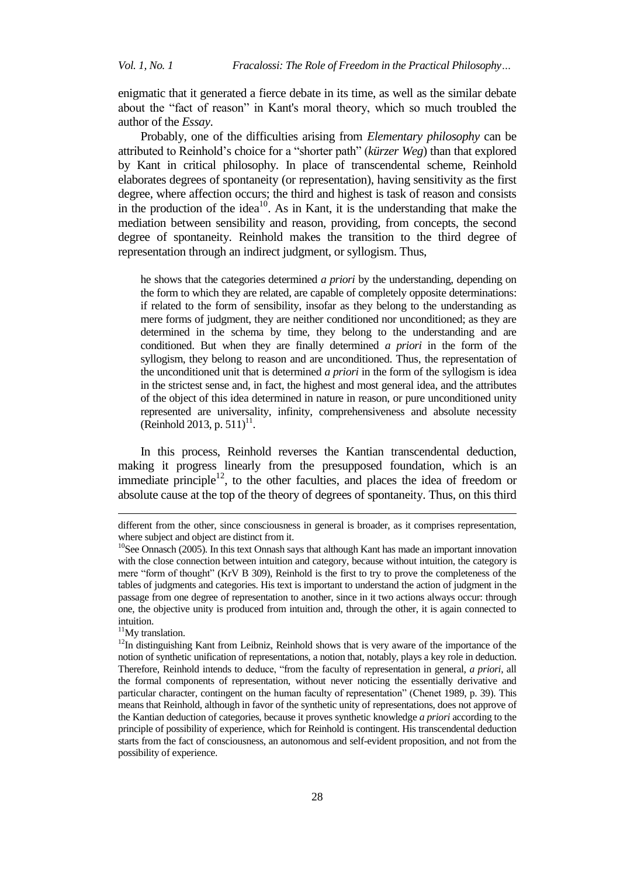enigmatic that it generated a fierce debate in its time, as well as the similar debate about the "fact of reason" in Kant's moral theory, which so much troubled the author of the *Essay*.

Probably, one of the difficulties arising from *Elementary philosophy* can be attributed to Reinhold's choice for a "shorter path" (*kürzer Weg*) than that explored by Kant in critical philosophy. In place of transcendental scheme, Reinhold elaborates degrees of spontaneity (or representation), having sensitivity as the first degree, where affection occurs; the third and highest is task of reason and consists in the production of the idea[10]. As in Kant, it is the understanding that make the mediation between sensibility and reason, providing, from concepts, the second degree of spontaneity. Reinhold makes the transition to the third degree of representation through an indirect judgment, or syllogism. Thus,

> he shows that the categories determined *a priori* by the understanding, depending on the form to which they are related, are capable of completely opposite determinations: if related to the form of sensibility, insofar as they belong to the understanding as mere forms of judgment, they are neither conditioned nor unconditioned; as they are determined in the schema by time, they belong to the understanding and are conditioned. But when they are finally determined *a priori* in the form of the syllogism, they belong to reason and are unconditioned. Thus, the representation of the unconditioned unit that is determined *a priori* in the form of the syllogism is idea in the strictest sense and, in fact, the highest and most general idea, and the attributes of the object of this idea determined in nature in reason, or pure unconditioned unity represented are universality, infinity, comprehensiveness and absolute necessity (Reinhold 2013, p. 511)[11].

In this process, Reinhold reverses the Kantian transcendental deduction, making it progress linearly from the presupposed foundation, which is an immediate principle[12], to the other faculties, and places the idea of freedom or absolute cause at the top of the theory of degrees of spontaneity. Thus, on this third

---

different from the other, since consciousness in general is broader, as it comprises representation, where subject and object are distinct from it.

[10]See Onnasch (2005). In this text Onnash says that although Kant has made an important innovation with the close connection between intuition and category, because without intuition, the category is mere "form of thought" (KrV B 309), Reinhold is the first to try to prove the completeness of the tables of judgments and categories. His text is important to understand the action of judgment in the passage from one degree of representation to another, since in it two actions always occur: through one, the objective unity is produced from intuition and, through the other, it is again connected to intuition.

[11]My translation.

[12]In distinguishing Kant from Leibniz, Reinhold shows that is very aware of the importance of the notion of synthetic unification of representations, a notion that, notably, plays a key role in deduction. Therefore, Reinhold intends to deduce, "from the faculty of representation in general, *a priori*, all the formal components of representation, without never noticing the essentially derivative and particular character, contingent on the human faculty of representation" (Chenet 1989, p. 39). This means that Reinhold, although in favor of the synthetic unity of representations, does not approve of the Kantian deduction of categories, because it proves synthetic knowledge *a priori* according to the principle of possibility of experience, which for Reinhold is contingent. His transcendental deduction starts from the fact of consciousness, an autonomous and self-evident proposition, and not from the possibility of experience.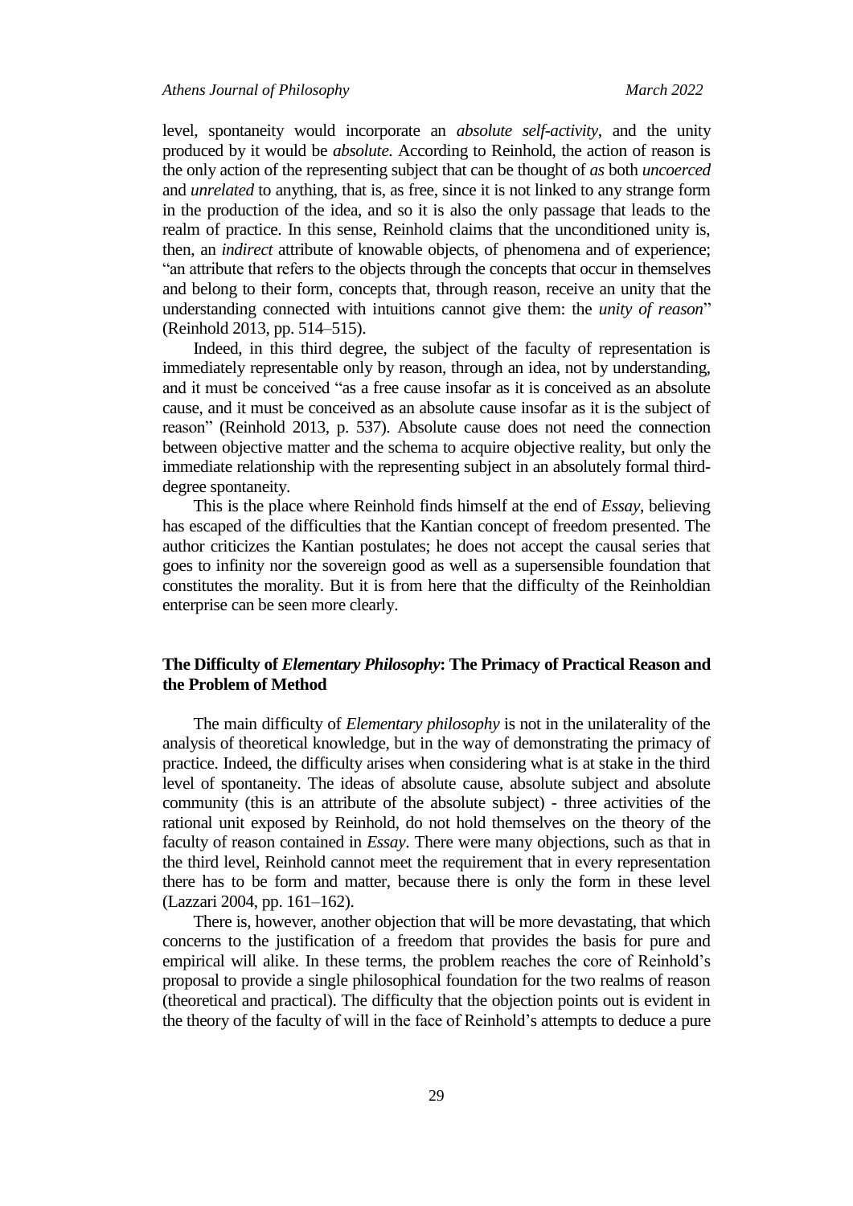level, spontaneity would incorporate an *absolute self-activity*, and the unity produced by it would be *absolute.* According to Reinhold, the action of reason is the only action of the representing subject that can be thought of *as* both *uncoerced* and *unrelated* to anything, that is, as free, since it is not linked to any strange form in the production of the idea, and so it is also the only passage that leads to the realm of practice. In this sense, Reinhold claims that the unconditioned unity is, then, an *indirect* attribute of knowable objects, of phenomena and of experience; "an attribute that refers to the objects through the concepts that occur in themselves and belong to their form, concepts that, through reason, receive an unity that the understanding connected with intuitions cannot give them: the *unity of reason*" (Reinhold 2013, pp. 514–515).

Indeed, in this third degree, the subject of the faculty of representation is immediately representable only by reason, through an idea, not by understanding, and it must be conceived "as a free cause insofar as it is conceived as an absolute cause, and it must be conceived as an absolute cause insofar as it is the subject of reason" (Reinhold 2013, p. 537). Absolute cause does not need the connection between objective matter and the schema to acquire objective reality, but only the immediate relationship with the representing subject in an absolutely formal third-degree spontaneity.

This is the place where Reinhold finds himself at the end of *Essay*, believing has escaped of the difficulties that the Kantian concept of freedom presented. The author criticizes the Kantian postulates; he does not accept the causal series that goes to infinity nor the sovereign good as well as a supersensible foundation that constitutes the morality. But it is from here that the difficulty of the Reinholdian enterprise can be seen more clearly.

## The Difficulty of *Elementary Philosophy*: The Primacy of Practical Reason and the Problem of Method

The main difficulty of *Elementary philosophy* is not in the unilaterality of the analysis of theoretical knowledge, but in the way of demonstrating the primacy of practice. Indeed, the difficulty arises when considering what is at stake in the third level of spontaneity. The ideas of absolute cause, absolute subject and absolute community (this is an attribute of the absolute subject) - three activities of the rational unit exposed by Reinhold, do not hold themselves on the theory of the faculty of reason contained in *Essay*. There were many objections, such as that in the third level, Reinhold cannot meet the requirement that in every representation there has to be form and matter, because there is only the form in these level (Lazzari 2004, pp. 161–162).

There is, however, another objection that will be more devastating, that which concerns to the justification of a freedom that provides the basis for pure and empirical will alike. In these terms, the problem reaches the core of Reinhold's proposal to provide a single philosophical foundation for the two realms of reason (theoretical and practical). The difficulty that the objection points out is evident in the theory of the faculty of will in the face of Reinhold's attempts to deduce a pure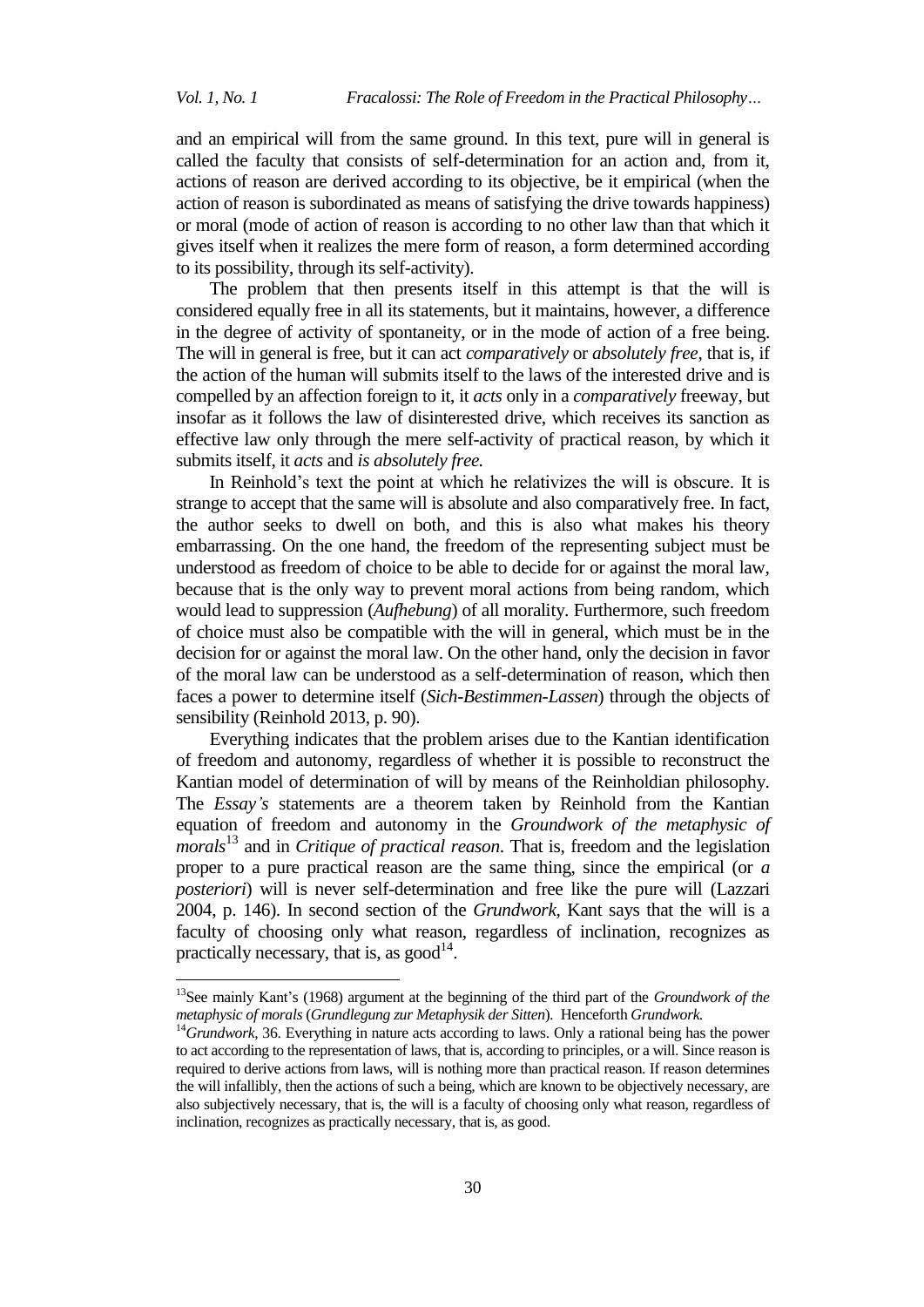and an empirical will from the same ground. In this text, pure will in general is called the faculty that consists of self-determination for an action and, from it, actions of reason are derived according to its objective, be it empirical (when the action of reason is subordinated as means of satisfying the drive towards happiness) or moral (mode of action of reason is according to no other law than that which it gives itself when it realizes the mere form of reason, a form determined according to its possibility, through its self-activity).

The problem that then presents itself in this attempt is that the will is considered equally free in all its statements, but it maintains, however, a difference in the degree of activity of spontaneity, or in the mode of action of a free being. The will in general is free, but it can act *comparatively* or *absolutely free*, that is, if the action of the human will submits itself to the laws of the interested drive and is compelled by an affection foreign to it, it *acts* only in a *comparatively* freeway, but insofar as it follows the law of disinterested drive, which receives its sanction as effective law only through the mere self-activity of practical reason, by which it submits itself, it *acts* and *is absolutely free.*

In Reinhold's text the point at which he relativizes the will is obscure. It is strange to accept that the same will is absolute and also comparatively free. In fact, the author seeks to dwell on both, and this is also what makes his theory embarrassing. On the one hand, the freedom of the representing subject must be understood as freedom of choice to be able to decide for or against the moral law, because that is the only way to prevent moral actions from being random, which would lead to suppression (*Aufhebung*) of all morality. Furthermore, such freedom of choice must also be compatible with the will in general, which must be in the decision for or against the moral law. On the other hand, only the decision in favor of the moral law can be understood as a self-determination of reason, which then faces a power to determine itself (*Sich-Bestimmen-Lassen*) through the objects of sensibility (Reinhold 2013, p. 90).

Everything indicates that the problem arises due to the Kantian identification of freedom and autonomy, regardless of whether it is possible to reconstruct the Kantian model of determination of will by means of the Reinholdian philosophy. The *Essay's* statements are a theorem taken by Reinhold from the Kantian equation of freedom and autonomy in the *Groundwork of the metaphysic of morals*[13] and in *Critique of practical reason*. That is, freedom and the legislation proper to a pure practical reason are the same thing, since the empirical (or *a posteriori*) will is never self-determination and free like the pure will (Lazzari 2004, p. 146). In second section of the *Grundwork*, Kant says that the will is a faculty of choosing only what reason, regardless of inclination, recognizes as practically necessary, that is, as good[14].

---

[13]See mainly Kant's (1968) argument at the beginning of the third part of the *Groundwork of the metaphysic of morals* (*Grundlegung zur Metaphysik der Sitten*). Henceforth *Grundwork.*

[14]*Grundwork*, 36. Everything in nature acts according to laws. Only a rational being has the power to act according to the representation of laws, that is, according to principles, or a will. Since reason is required to derive actions from laws, will is nothing more than practical reason. If reason determines the will infallibly, then the actions of such a being, which are known to be objectively necessary, are also subjectively necessary, that is, the will is a faculty of choosing only what reason, regardless of inclination, recognizes as practically necessary, that is, as good.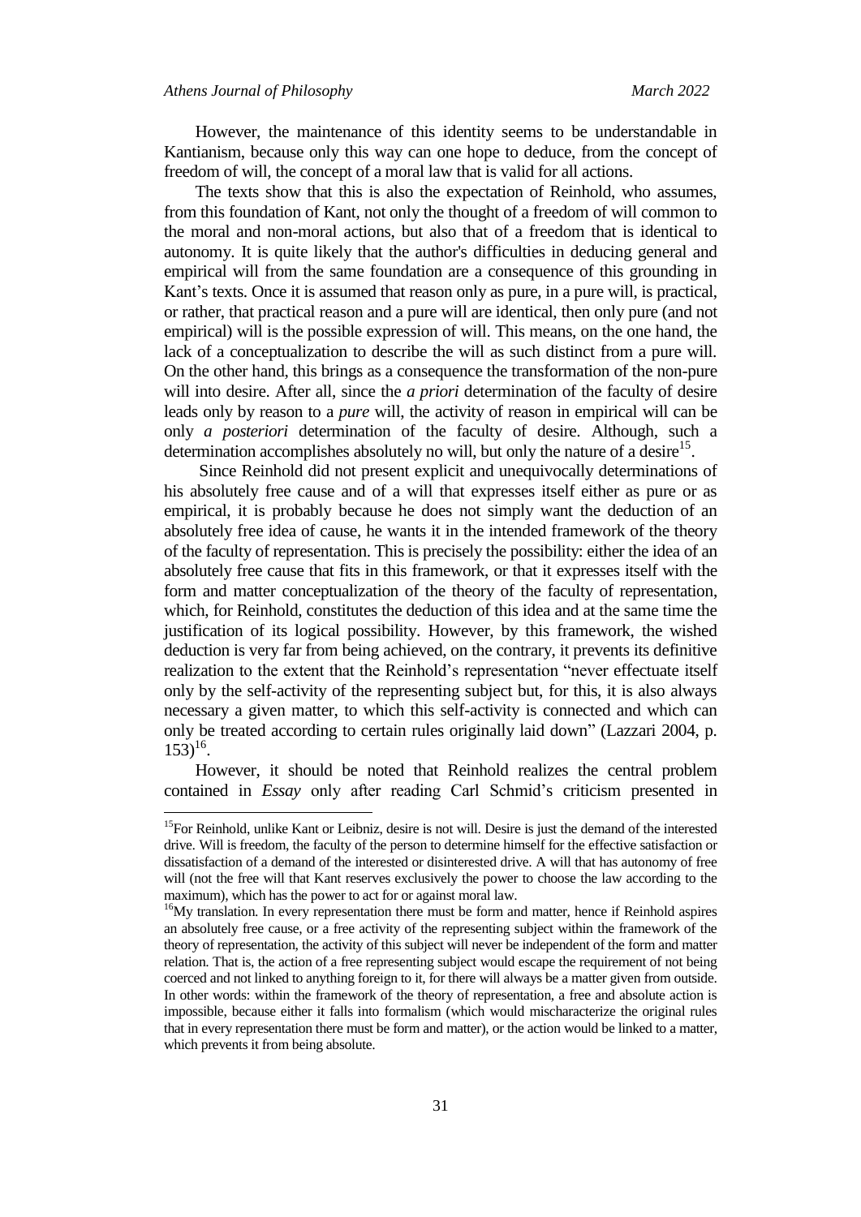However, the maintenance of this identity seems to be understandable in Kantianism, because only this way can one hope to deduce, from the concept of freedom of will, the concept of a moral law that is valid for all actions.

The texts show that this is also the expectation of Reinhold, who assumes, from this foundation of Kant, not only the thought of a freedom of will common to the moral and non-moral actions, but also that of a freedom that is identical to autonomy. It is quite likely that the author's difficulties in deducing general and empirical will from the same foundation are a consequence of this grounding in Kant's texts. Once it is assumed that reason only as pure, in a pure will, is practical, or rather, that practical reason and a pure will are identical, then only pure (and not empirical) will is the possible expression of will. This means, on the one hand, the lack of a conceptualization to describe the will as such distinct from a pure will. On the other hand, this brings as a consequence the transformation of the non-pure will into desire. After all, since the *a priori* determination of the faculty of desire leads only by reason to a *pure* will, the activity of reason in empirical will can be only *a posteriori* determination of the faculty of desire. Although, such a determination accomplishes absolutely no will, but only the nature of a desire[15].

Since Reinhold did not present explicit and unequivocally determinations of his absolutely free cause and of a will that expresses itself either as pure or as empirical, it is probably because he does not simply want the deduction of an absolutely free idea of cause, he wants it in the intended framework of the theory of the faculty of representation. This is precisely the possibility: either the idea of an absolutely free cause that fits in this framework, or that it expresses itself with the form and matter conceptualization of the theory of the faculty of representation, which, for Reinhold, constitutes the deduction of this idea and at the same time the justification of its logical possibility. However, by this framework, the wished deduction is very far from being achieved, on the contrary, it prevents its definitive realization to the extent that the Reinhold's representation "never effectuate itself only by the self-activity of the representing subject but, for this, it is also always necessary a given matter, to which this self-activity is connected and which can only be treated according to certain rules originally laid down" (Lazzari 2004, p. 153)[16].

However, it should be noted that Reinhold realizes the central problem contained in *Essay* only after reading Carl Schmid's criticism presented in

---

[15]For Reinhold, unlike Kant or Leibniz, desire is not will. Desire is just the demand of the interested drive. Will is freedom, the faculty of the person to determine himself for the effective satisfaction or dissatisfaction of a demand of the interested or disinterested drive. A will that has autonomy of free will (not the free will that Kant reserves exclusively the power to choose the law according to the maximum), which has the power to act for or against moral law.

[16]My translation. In every representation there must be form and matter, hence if Reinhold aspires an absolutely free cause, or a free activity of the representing subject within the framework of the theory of representation, the activity of this subject will never be independent of the form and matter relation. That is, the action of a free representing subject would escape the requirement of not being coerced and not linked to anything foreign to it, for there will always be a matter given from outside. In other words: within the framework of the theory of representation, a free and absolute action is impossible, because either it falls into formalism (which would mischaracterize the original rules that in every representation there must be form and matter), or the action would be linked to a matter, which prevents it from being absolute.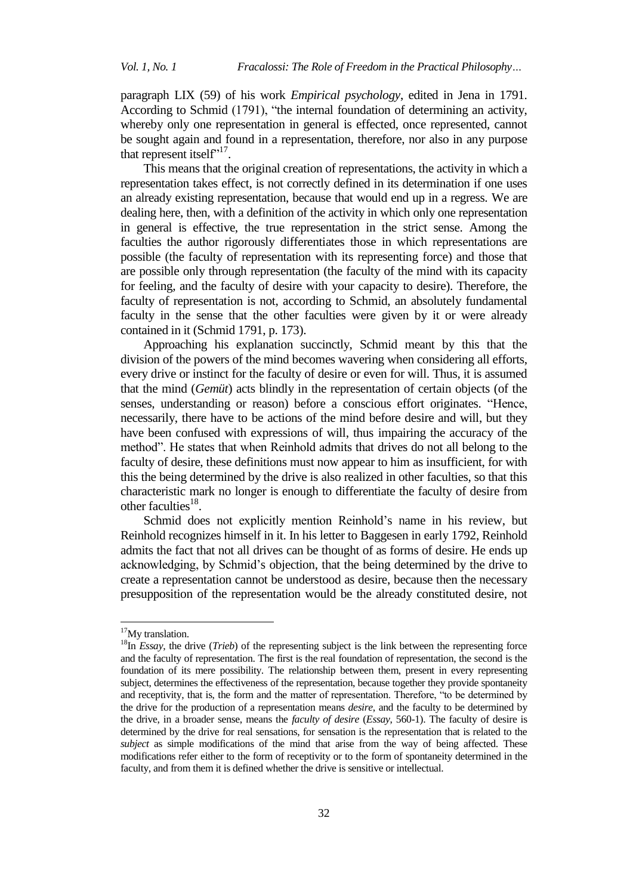paragraph LIX (59) of his work *Empirical psychology*, edited in Jena in 1791. According to Schmid (1791), "the internal foundation of determining an activity, whereby only one representation in general is effected, once represented, cannot be sought again and found in a representation, therefore, nor also in any purpose that represent itself"[17].

This means that the original creation of representations, the activity in which a representation takes effect, is not correctly defined in its determination if one uses an already existing representation, because that would end up in a regress. We are dealing here, then, with a definition of the activity in which only one representation in general is effective, the true representation in the strict sense. Among the faculties the author rigorously differentiates those in which representations are possible (the faculty of representation with its representing force) and those that are possible only through representation (the faculty of the mind with its capacity for feeling, and the faculty of desire with your capacity to desire). Therefore, the faculty of representation is not, according to Schmid, an absolutely fundamental faculty in the sense that the other faculties were given by it or were already contained in it (Schmid 1791, p. 173).

Approaching his explanation succinctly, Schmid meant by this that the division of the powers of the mind becomes wavering when considering all efforts, every drive or instinct for the faculty of desire or even for will. Thus, it is assumed that the mind (*Gemüt*) acts blindly in the representation of certain objects (of the senses, understanding or reason) before a conscious effort originates. "Hence, necessarily, there have to be actions of the mind before desire and will, but they have been confused with expressions of will, thus impairing the accuracy of the method". He states that when Reinhold admits that drives do not all belong to the faculty of desire, these definitions must now appear to him as insufficient, for with this the being determined by the drive is also realized in other faculties, so that this characteristic mark no longer is enough to differentiate the faculty of desire from other faculties[18].

Schmid does not explicitly mention Reinhold's name in his review, but Reinhold recognizes himself in it. In his letter to Baggesen in early 1792, Reinhold admits the fact that not all drives can be thought of as forms of desire. He ends up acknowledging, by Schmid's objection, that the being determined by the drive to create a representation cannot be understood as desire, because then the necessary presupposition of the representation would be the already constituted desire, not

---

[17] My translation.

[18] In *Essay*, the drive (*Trieb*) of the representing subject is the link between the representing force and the faculty of representation. The first is the real foundation of representation, the second is the foundation of its mere possibility. The relationship between them, present in every representing subject, determines the effectiveness of the representation, because together they provide spontaneity and receptivity, that is, the form and the matter of representation. Therefore, "to be determined by the drive for the production of a representation means *desire*, and the faculty to be determined by the drive, in a broader sense, means the *faculty of desire* (*Essay*, 560-1). The faculty of desire is determined by the drive for real sensations, for sensation is the representation that is related to the *subject* as simple modifications of the mind that arise from the way of being affected. These modifications refer either to the form of receptivity or to the form of spontaneity determined in the faculty, and from them it is defined whether the drive is sensitive or intellectual.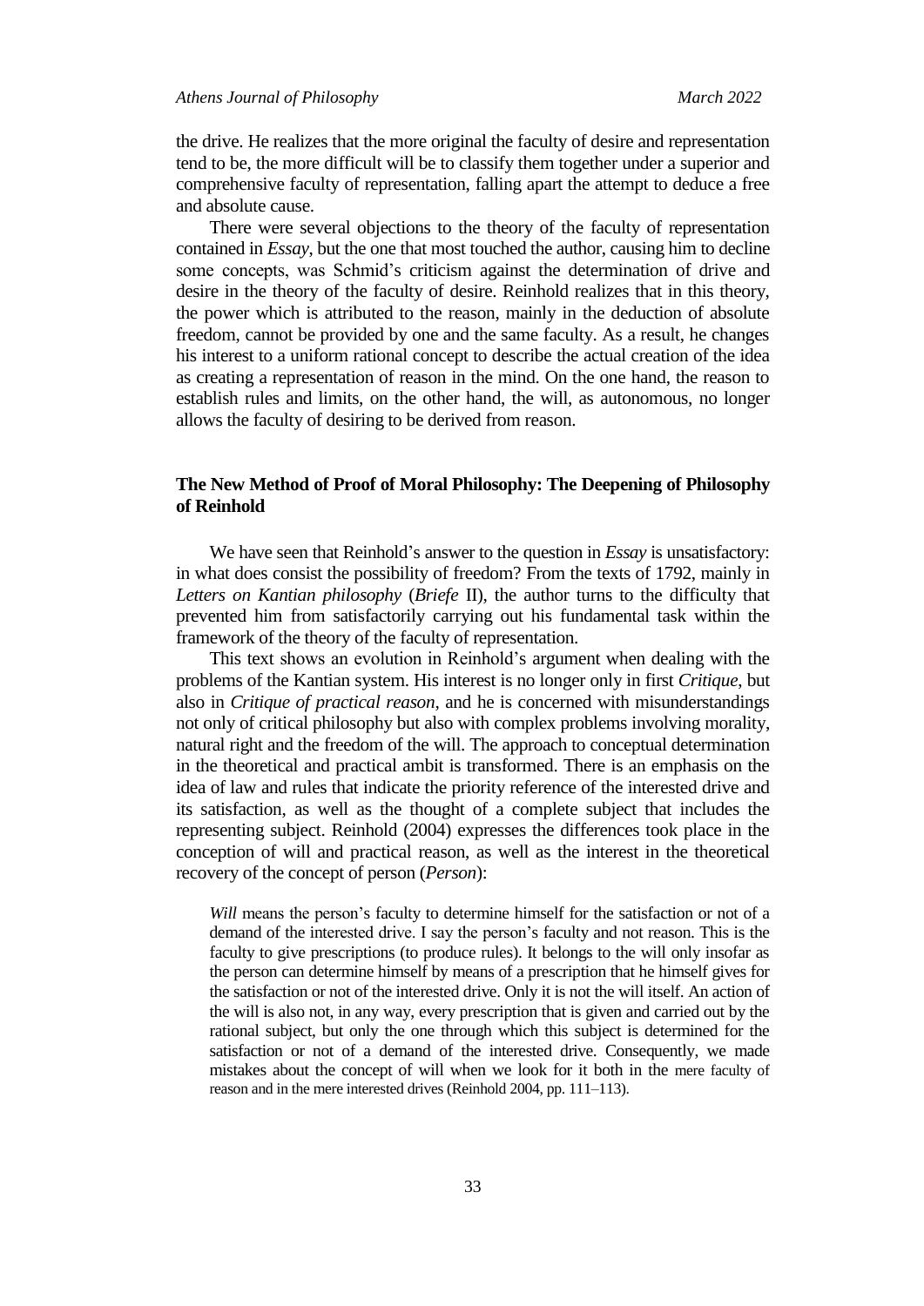the drive. He realizes that the more original the faculty of desire and representation tend to be, the more difficult will be to classify them together under a superior and comprehensive faculty of representation, falling apart the attempt to deduce a free and absolute cause.

There were several objections to the theory of the faculty of representation contained in *Essay*, but the one that most touched the author, causing him to decline some concepts, was Schmid's criticism against the determination of drive and desire in the theory of the faculty of desire. Reinhold realizes that in this theory, the power which is attributed to the reason, mainly in the deduction of absolute freedom, cannot be provided by one and the same faculty. As a result, he changes his interest to a uniform rational concept to describe the actual creation of the idea as creating a representation of reason in the mind. On the one hand, the reason to establish rules and limits, on the other hand, the will, as autonomous, no longer allows the faculty of desiring to be derived from reason.

## The New Method of Proof of Moral Philosophy: The Deepening of Philosophy of Reinhold

We have seen that Reinhold's answer to the question in *Essay* is unsatisfactory: in what does consist the possibility of freedom? From the texts of 1792, mainly in *Letters on Kantian philosophy* (*Briefe* II), the author turns to the difficulty that prevented him from satisfactorily carrying out his fundamental task within the framework of the theory of the faculty of representation.

This text shows an evolution in Reinhold's argument when dealing with the problems of the Kantian system. His interest is no longer only in first *Critique*, but also in *Critique of practical reason*, and he is concerned with misunderstandings not only of critical philosophy but also with complex problems involving morality, natural right and the freedom of the will. The approach to conceptual determination in the theoretical and practical ambit is transformed. There is an emphasis on the idea of law and rules that indicate the priority reference of the interested drive and its satisfaction, as well as the thought of a complete subject that includes the representing subject. Reinhold (2004) expresses the differences took place in the conception of will and practical reason, as well as the interest in the theoretical recovery of the concept of person (*Person*):

> *Will* means the person's faculty to determine himself for the satisfaction or not of a demand of the interested drive. I say the person's faculty and not reason. This is the faculty to give prescriptions (to produce rules). It belongs to the will only insofar as the person can determine himself by means of a prescription that he himself gives for the satisfaction or not of the interested drive. Only it is not the will itself. An action of the will is also not, in any way, every prescription that is given and carried out by the rational subject, but only the one through which this subject is determined for the satisfaction or not of a demand of the interested drive. Consequently, we made mistakes about the concept of will when we look for it both in the mere faculty of reason and in the mere interested drives (Reinhold 2004, pp. 111–113).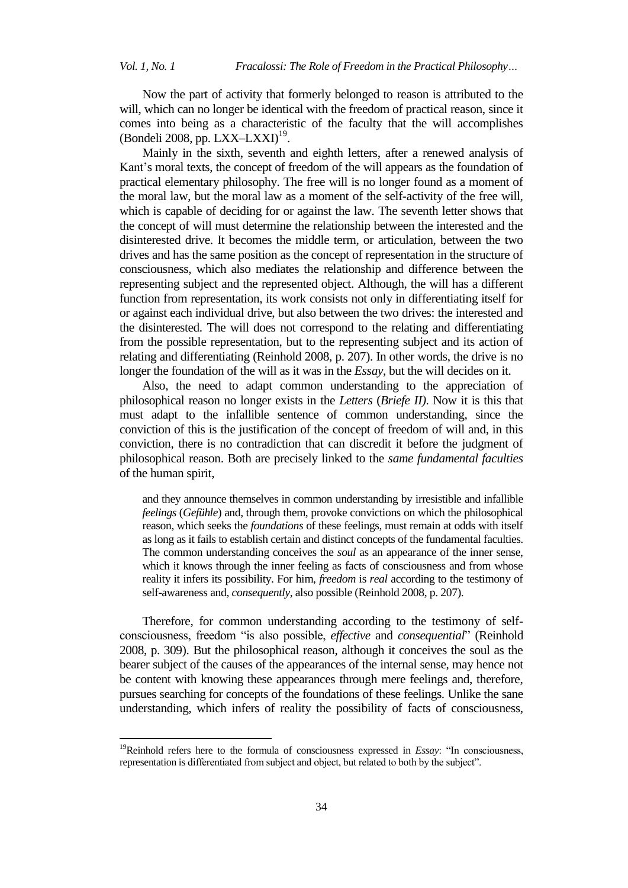Now the part of activity that formerly belonged to reason is attributed to the will, which can no longer be identical with the freedom of practical reason, since it comes into being as a characteristic of the faculty that the will accomplishes (Bondeli 2008, pp. LXX–LXXI)[19].

Mainly in the sixth, seventh and eighth letters, after a renewed analysis of Kant's moral texts, the concept of freedom of the will appears as the foundation of practical elementary philosophy. The free will is no longer found as a moment of the moral law, but the moral law as a moment of the self-activity of the free will, which is capable of deciding for or against the law. The seventh letter shows that the concept of will must determine the relationship between the interested and the disinterested drive. It becomes the middle term, or articulation, between the two drives and has the same position as the concept of representation in the structure of consciousness, which also mediates the relationship and difference between the representing subject and the represented object. Although, the will has a different function from representation, its work consists not only in differentiating itself for or against each individual drive, but also between the two drives: the interested and the disinterested. The will does not correspond to the relating and differentiating from the possible representation, but to the representing subject and its action of relating and differentiating (Reinhold 2008, p. 207). In other words, the drive is no longer the foundation of the will as it was in the *Essay*, but the will decides on it.

Also, the need to adapt common understanding to the appreciation of philosophical reason no longer exists in the *Letters* (*Briefe II)*. Now it is this that must adapt to the infallible sentence of common understanding, since the conviction of this is the justification of the concept of freedom of will and, in this conviction, there is no contradiction that can discredit it before the judgment of philosophical reason. Both are precisely linked to the *same fundamental faculties* of the human spirit,

> and they announce themselves in common understanding by irresistible and infallible *feelings* (*Gefühle*) and, through them, provoke convictions on which the philosophical reason, which seeks the *foundations* of these feelings, must remain at odds with itself as long as it fails to establish certain and distinct concepts of the fundamental faculties. The common understanding conceives the *soul* as an appearance of the inner sense, which it knows through the inner feeling as facts of consciousness and from whose reality it infers its possibility. For him, *freedom* is *real* according to the testimony of self-awareness and, *consequently*, also possible (Reinhold 2008, p. 207).

Therefore, for common understanding according to the testimony of self-consciousness, freedom "is also possible, *effective* and *consequential*" (Reinhold 2008, p. 309). But the philosophical reason, although it conceives the soul as the bearer subject of the causes of the appearances of the internal sense, may hence not be content with knowing these appearances through mere feelings and, therefore, pursues searching for concepts of the foundations of these feelings. Unlike the sane understanding, which infers of reality the possibility of facts of consciousness,

---

[19] Reinhold refers here to the formula of consciousness expressed in *Essay*: "In consciousness, representation is differentiated from subject and object, but related to both by the subject".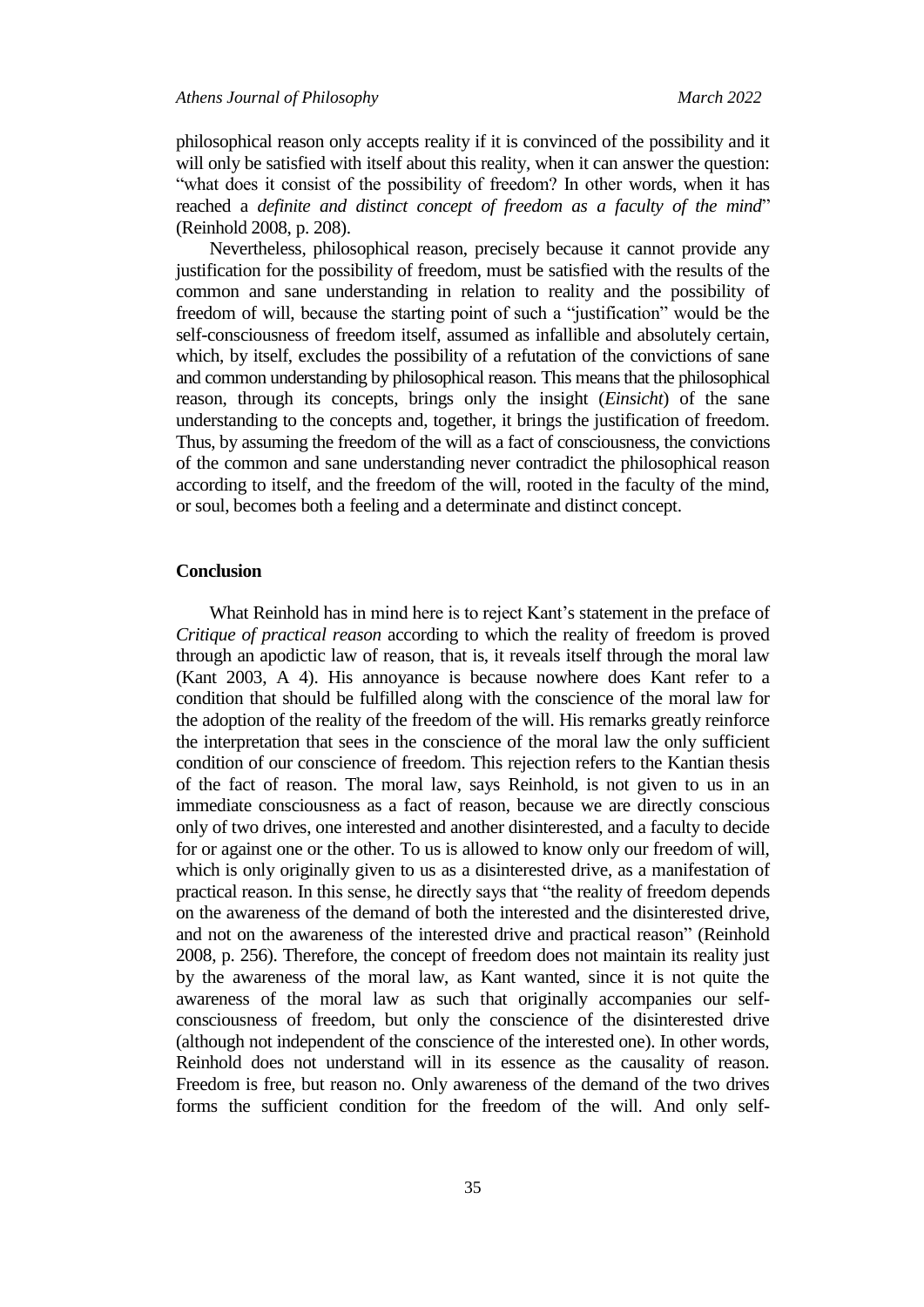philosophical reason only accepts reality if it is convinced of the possibility and it will only be satisfied with itself about this reality, when it can answer the question: "what does it consist of the possibility of freedom? In other words, when it has reached a *definite and distinct concept of freedom as a faculty of the mind*" (Reinhold 2008, p. 208).

Nevertheless, philosophical reason, precisely because it cannot provide any justification for the possibility of freedom, must be satisfied with the results of the common and sane understanding in relation to reality and the possibility of freedom of will, because the starting point of such a "justification" would be the self-consciousness of freedom itself, assumed as infallible and absolutely certain, which, by itself, excludes the possibility of a refutation of the convictions of sane and common understanding by philosophical reason. This means that the philosophical reason, through its concepts, brings only the insight (*Einsicht*) of the sane understanding to the concepts and, together, it brings the justification of freedom. Thus, by assuming the freedom of the will as a fact of consciousness, the convictions of the common and sane understanding never contradict the philosophical reason according to itself, and the freedom of the will, rooted in the faculty of the mind, or soul, becomes both a feeling and a determinate and distinct concept.

## Conclusion

What Reinhold has in mind here is to reject Kant's statement in the preface of *Critique of practical reason* according to which the reality of freedom is proved through an apodictic law of reason, that is, it reveals itself through the moral law (Kant 2003, A 4). His annoyance is because nowhere does Kant refer to a condition that should be fulfilled along with the conscience of the moral law for the adoption of the reality of the freedom of the will. His remarks greatly reinforce the interpretation that sees in the conscience of the moral law the only sufficient condition of our conscience of freedom. This rejection refers to the Kantian thesis of the fact of reason. The moral law, says Reinhold, is not given to us in an immediate consciousness as a fact of reason, because we are directly conscious only of two drives, one interested and another disinterested, and a faculty to decide for or against one or the other. To us is allowed to know only our freedom of will, which is only originally given to us as a disinterested drive, as a manifestation of practical reason. In this sense, he directly says that "the reality of freedom depends on the awareness of the demand of both the interested and the disinterested drive, and not on the awareness of the interested drive and practical reason" (Reinhold 2008, p. 256). Therefore, the concept of freedom does not maintain its reality just by the awareness of the moral law, as Kant wanted, since it is not quite the awareness of the moral law as such that originally accompanies our self-consciousness of freedom, but only the conscience of the disinterested drive (although not independent of the conscience of the interested one). In other words, Reinhold does not understand will in its essence as the causality of reason. Freedom is free, but reason no. Only awareness of the demand of the two drives forms the sufficient condition for the freedom of the will. And only self-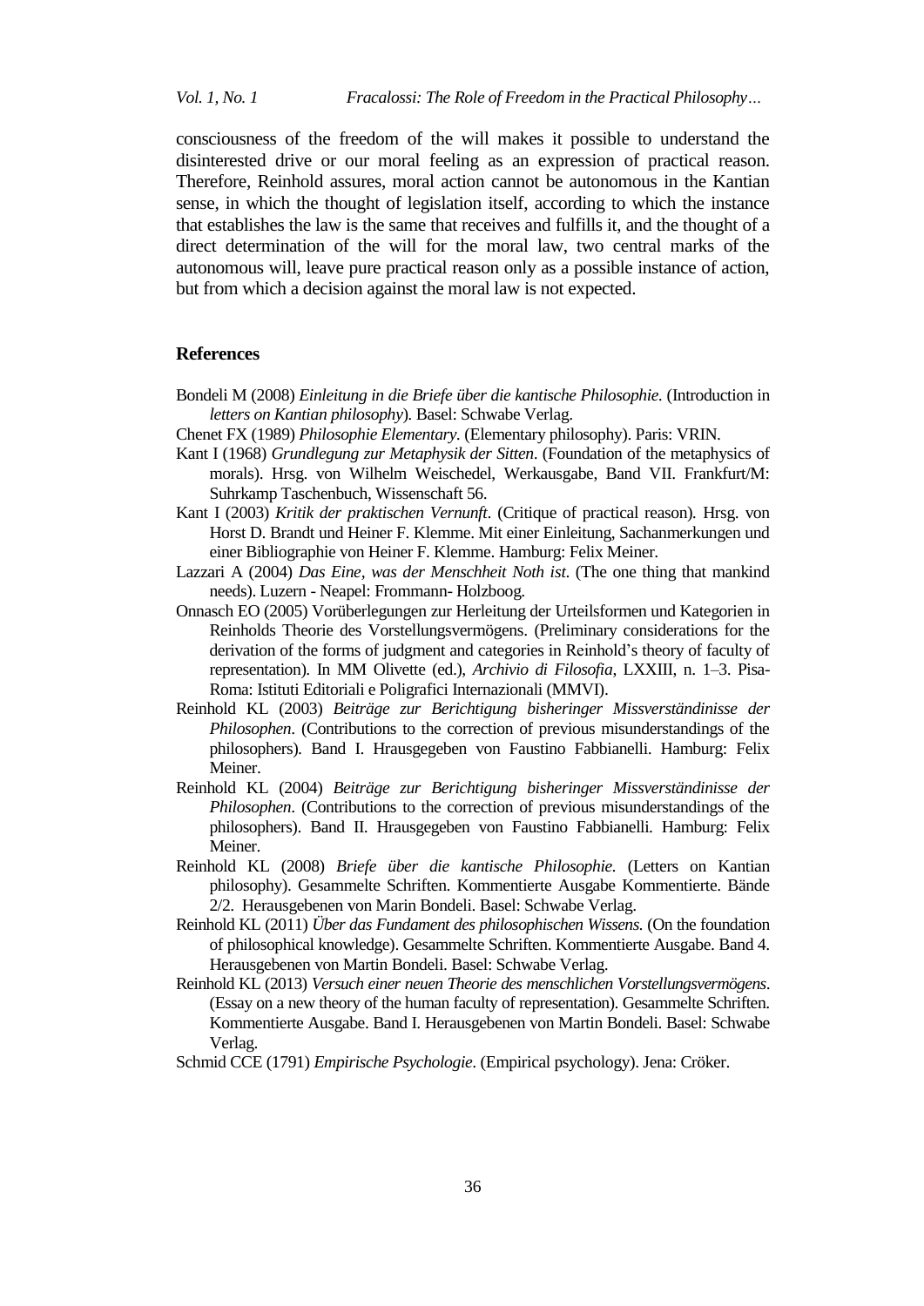consciousness of the freedom of the will makes it possible to understand the disinterested drive or our moral feeling as an expression of practical reason. Therefore, Reinhold assures, moral action cannot be autonomous in the Kantian sense, in which the thought of legislation itself, according to which the instance that establishes the law is the same that receives and fulfills it, and the thought of a direct determination of the will for the moral law, two central marks of the autonomous will, leave pure practical reason only as a possible instance of action, but from which a decision against the moral law is not expected.

## References

Bondeli M (2008) *Einleitung in die Briefe über die kantische Philosophie.* (Introduction in *letters on Kantian philosophy*)*.* Basel: Schwabe Verlag.

Chenet FX (1989) *Philosophie Elementary.* (Elementary philosophy). Paris: VRIN.

Kant I (1968) *Grundlegung zur Metaphysik der Sitten*. (Foundation of the metaphysics of morals). Hrsg. von Wilhelm Weischedel, Werkausgabe, Band VII. Frankfurt/M: Suhrkamp Taschenbuch, Wissenschaft 56.

Kant I (2003) *Kritik der praktischen Vernunft*. (Critique of practical reason)*.* Hrsg. von Horst D. Brandt und Heiner F. Klemme. Mit einer Einleitung, Sachanmerkungen und einer Bibliographie von Heiner F. Klemme. Hamburg: Felix Meiner.

Lazzari A (2004) *Das Eine, was der Menschheit Noth ist*. (The one thing that mankind needs). Luzern - Neapel: Frommann- Holzboog.

Onnasch EO (2005) Vorüberlegungen zur Herleitung der Urteilsformen und Kategorien in Reinholds Theorie des Vorstellungsvermögens. (Preliminary considerations for the derivation of the forms of judgment and categories in Reinhold's theory of faculty of representation)*.* In MM Olivette (ed.), *Archivio di Filosofia*, LXXIII, n. 1–3. Pisa-Roma: Istituti Editoriali e Poligrafici Internazionali (MMVI).

Reinhold KL (2003) *Beiträge zur Berichtigung bisheringer Missverständinisse der Philosophen*. (Contributions to the correction of previous misunderstandings of the philosophers)*.* Band I. Hrausgegeben von Faustino Fabbianelli. Hamburg: Felix Meiner.

Reinhold KL (2004) *Beiträge zur Berichtigung bisheringer Missverständinisse der Philosophen*. (Contributions to the correction of previous misunderstandings of the philosophers). Band II. Hrausgegeben von Faustino Fabbianelli. Hamburg: Felix Meiner.

Reinhold KL (2008) *Briefe über die kantische Philosophie.* (Letters on Kantian philosophy). Gesammelte Schriften. Kommentierte Ausgabe Kommentierte. Bände 2/2. Herausgebenen von Marin Bondeli. Basel: Schwabe Verlag.

Reinhold KL (2011) *Über das Fundament des philosophischen Wissens.* (On the foundation of philosophical knowledge). Gesammelte Schriften. Kommentierte Ausgabe. Band 4. Herausgebenen von Martin Bondeli. Basel: Schwabe Verlag.

Reinhold KL (2013) *Versuch einer neuen Theorie des menschlichen Vorstellungsvermögens*. (Essay on a new theory of the human faculty of representation). Gesammelte Schriften. Kommentierte Ausgabe. Band I. Herausgebenen von Martin Bondeli. Basel: Schwabe Verlag.

Schmid CCE (1791) *Empirische Psychologie*. (Empirical psychology). Jena: Cröker.